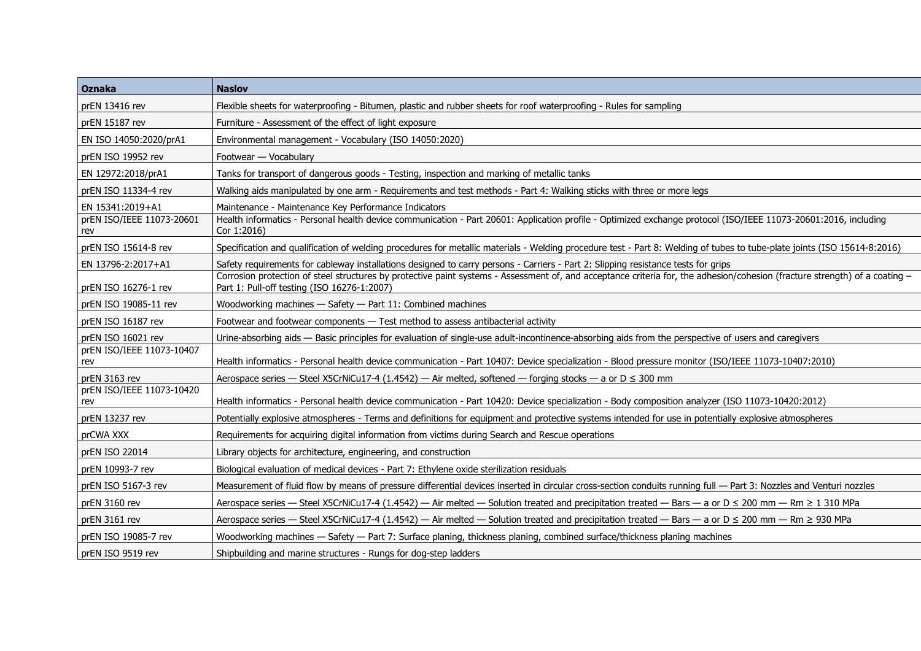| Oznaka | Naslov |
| --- | --- |
| prEN 13416 rev | Flexible sheets for waterproofing - Bitumen, plastic and rubber sheets for roof waterproofing - Rules for sampling |
| prEN 15187 rev | Furniture - Assessment of the effect of light exposure |
| EN ISO 14050:2020/prA1 | Environmental management - Vocabulary (ISO 14050:2020) |
| prEN ISO 19952 rev | Footwear — Vocabulary |
| EN 12972:2018/prA1 | Tanks for transport of dangerous goods - Testing, inspection and marking of metallic tanks |
| prEN ISO 11334-4 rev | Walking aids manipulated by one arm - Requirements and test methods - Part 4: Walking sticks with three or more legs |
| EN 15341:2019+A1 | Maintenance - Maintenance Key Performance Indicators |
| prEN ISO/IEEE 11073-20601 rev | Health informatics - Personal health device communication - Part 20601: Application profile - Optimized exchange protocol (ISO/IEEE 11073-20601:2016, including Cor 1:2016) |
| prEN ISO 15614-8 rev | Specification and qualification of welding procedures for metallic materials - Welding procedure test - Part 8: Welding of tubes to tube-plate joints (ISO 15614-8:2016) |
| EN 13796-2:2017+A1 | Safety requirements for cableway installations designed to carry persons - Carriers - Part 2: Slipping resistance tests for grips |
| prEN ISO 16276-1 rev | Corrosion protection of steel structures by protective paint systems - Assessment of, and acceptance criteria for, the adhesion/cohesion (fracture strength) of a coating – Part 1: Pull-off testing (ISO 16276-1:2007) |
| prEN ISO 19085-11 rev | Woodworking machines — Safety — Part 11: Combined machines |
| prEN ISO 16187 rev | Footwear and footwear components — Test method to assess antibacterial activity |
| prEN ISO 16021 rev | Urine-absorbing aids — Basic principles for evaluation of single-use adult-incontinence-absorbing aids from the perspective of users and caregivers |
| prEN ISO/IEEE 11073-10407 rev | Health informatics - Personal health device communication - Part 10407: Device specialization - Blood pressure monitor (ISO/IEEE 11073-10407:2010) |
| prEN 3163 rev | Aerospace series — Steel X5CrNiCu17-4 (1.4542) — Air melted, softened — forging stocks — a or D ≤ 300 mm |
| prEN ISO/IEEE 11073-10420 rev | Health informatics - Personal health device communication - Part 10420: Device specialization - Body composition analyzer (ISO 11073-10420:2012) |
| prEN 13237 rev | Potentially explosive atmospheres - Terms and definitions for equipment and protective systems intended for use in potentially explosive atmospheres |
| prCWA XXX | Requirements for acquiring digital information from victims during Search and Rescue operations |
| prEN ISO 22014 | Library objects for architecture, engineering, and construction |
| prEN 10993-7 rev | Biological evaluation of medical devices - Part 7: Ethylene oxide sterilization residuals |
| prEN ISO 5167-3 rev | Measurement of fluid flow by means of pressure differential devices inserted in circular cross-section conduits running full — Part 3: Nozzles and Venturi nozzles |
| prEN 3160 rev | Aerospace series — Steel X5CrNiCu17-4 (1.4542) — Air melted — Solution treated and precipitation treated — Bars — a or D ≤ 200 mm — Rm ≥ 1 310 MPa |
| prEN 3161 rev | Aerospace series — Steel X5CrNiCu17-4 (1.4542) — Air melted — Solution treated and precipitation treated — Bars — a or D ≤ 200 mm — Rm ≥ 930 MPa |
| prEN ISO 19085-7 rev | Woodworking machines — Safety — Part 7: Surface planing, thickness planing, combined surface/thickness planing machines |
| prEN ISO 9519 rev | Shipbuilding and marine structures - Rungs for dog-step ladders |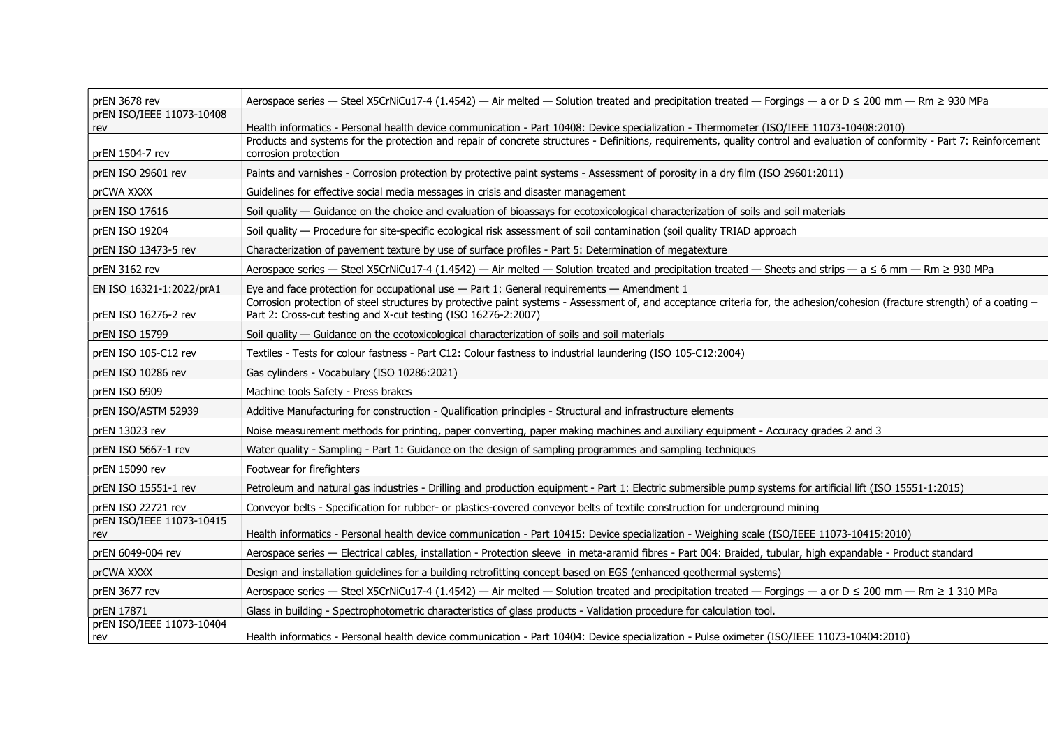| | |
|---|---|
| prEN 3678 rev | Aerospace series — Steel X5CrNiCu17-4 (1.4542) — Air melted — Solution treated and precipitation treated — Forgings — a or D ≤ 200 mm — Rm ≥ 930 MPa |
| prEN ISO/IEEE 11073-10408 rev | Health informatics - Personal health device communication - Part 10408: Device specialization - Thermometer (ISO/IEEE 11073-10408:2010) |
| prEN 1504-7 rev | Products and systems for the protection and repair of concrete structures - Definitions, requirements, quality control and evaluation of conformity - Part 7: Reinforcement corrosion protection |
| prEN ISO 29601 rev | Paints and varnishes - Corrosion protection by protective paint systems - Assessment of porosity in a dry film (ISO 29601:2011) |
| prCWA XXXX | Guidelines for effective social media messages in crisis and disaster management |
| prEN ISO 17616 | Soil quality — Guidance on the choice and evaluation of bioassays for ecotoxicological characterization of soils and soil materials |
| prEN ISO 19204 | Soil quality — Procedure for site-specific ecological risk assessment of soil contamination (soil quality TRIAD approach |
| prEN ISO 13473-5 rev | Characterization of pavement texture by use of surface profiles - Part 5: Determination of megatexture |
| prEN 3162 rev | Aerospace series — Steel X5CrNiCu17-4 (1.4542) — Air melted — Solution treated and precipitation treated — Sheets and strips — a ≤ 6 mm — Rm ≥ 930 MPa |
| EN ISO 16321-1:2022/prA1 | Eye and face protection for occupational use — Part 1: General requirements — Amendment 1 |
| prEN ISO 16276-2 rev | Corrosion protection of steel structures by protective paint systems - Assessment of, and acceptance criteria for, the adhesion/cohesion (fracture strength) of a coating – Part 2: Cross-cut testing and X-cut testing (ISO 16276-2:2007) |
| prEN ISO 15799 | Soil quality — Guidance on the ecotoxicological characterization of soils and soil materials |
| prEN ISO 105-C12 rev | Textiles - Tests for colour fastness - Part C12: Colour fastness to industrial laundering (ISO 105-C12:2004) |
| prEN ISO 10286 rev | Gas cylinders - Vocabulary (ISO 10286:2021) |
| prEN ISO 6909 | Machine tools Safety - Press brakes |
| prEN ISO/ASTM 52939 | Additive Manufacturing for construction - Qualification principles - Structural and infrastructure elements |
| prEN 13023 rev | Noise measurement methods for printing, paper converting, paper making machines and auxiliary equipment - Accuracy grades 2 and 3 |
| prEN ISO 5667-1 rev | Water quality - Sampling - Part 1: Guidance on the design of sampling programmes and sampling techniques |
| prEN 15090 rev | Footwear for firefighters |
| prEN ISO 15551-1 rev | Petroleum and natural gas industries - Drilling and production equipment - Part 1: Electric submersible pump systems for artificial lift (ISO 15551-1:2015) |
| prEN ISO 22721 rev | Conveyor belts - Specification for rubber- or plastics-covered conveyor belts of textile construction for underground mining |
| prEN ISO/IEEE 11073-10415 rev | Health informatics - Personal health device communication - Part 10415: Device specialization - Weighing scale (ISO/IEEE 11073-10415:2010) |
| prEN 6049-004 rev | Aerospace series — Electrical cables, installation - Protection sleeve in meta-aramid fibres - Part 004: Braided, tubular, high expandable - Product standard |
| prCWA XXXX | Design and installation guidelines for a building retrofitting concept based on EGS (enhanced geothermal systems) |
| prEN 3677 rev | Aerospace series — Steel X5CrNiCu17-4 (1.4542) — Air melted — Solution treated and precipitation treated — Forgings — a or D ≤ 200 mm — Rm ≥ 1 310 MPa |
| prEN 17871 | Glass in building - Spectrophotometric characteristics of glass products - Validation procedure for calculation tool. |
| prEN ISO/IEEE 11073-10404 rev | Health informatics - Personal health device communication - Part 10404: Device specialization - Pulse oximeter (ISO/IEEE 11073-10404:2010) |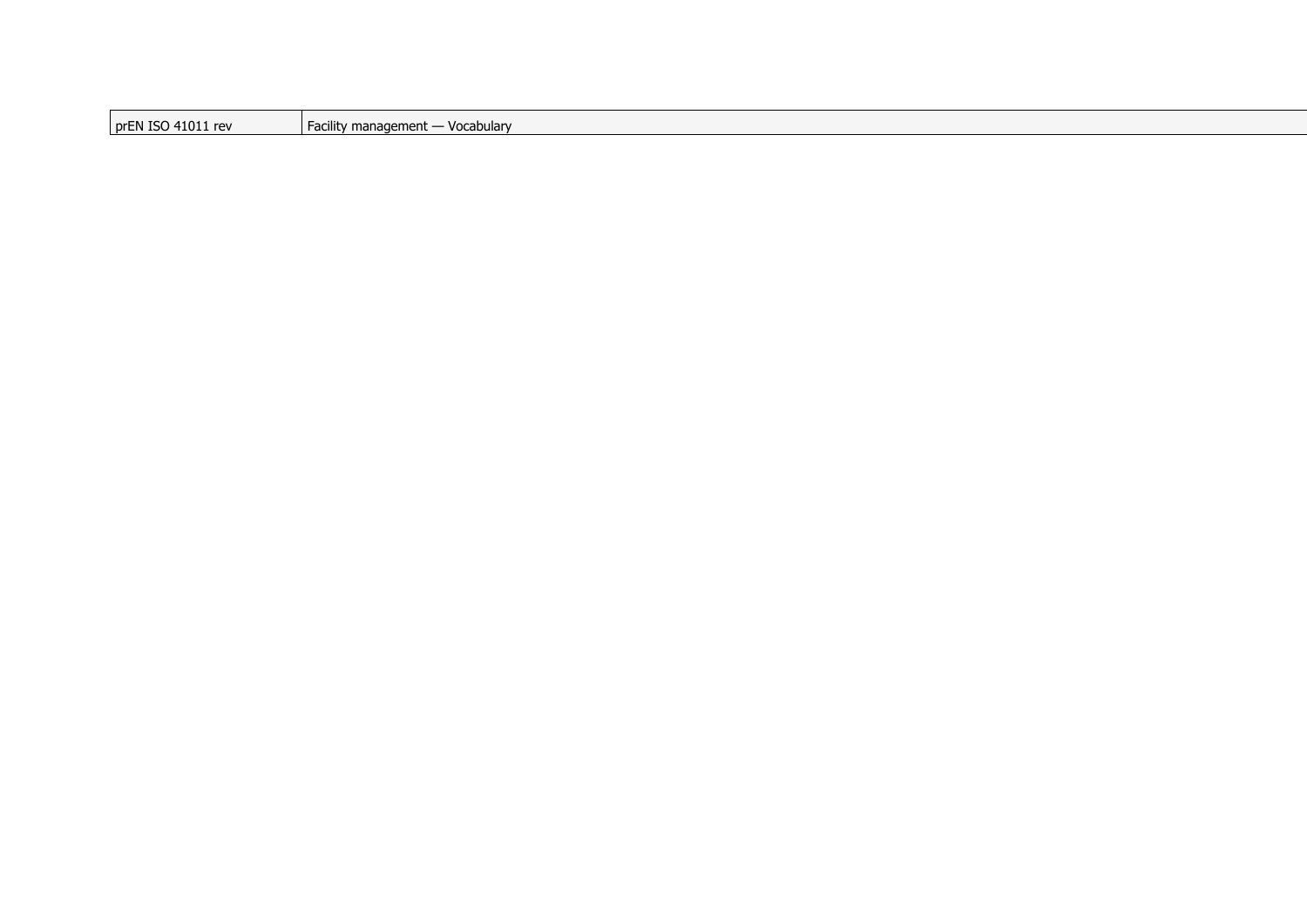| | |
|---|---|
| prEN ISO 41011 rev | Facility management — Vocabulary |